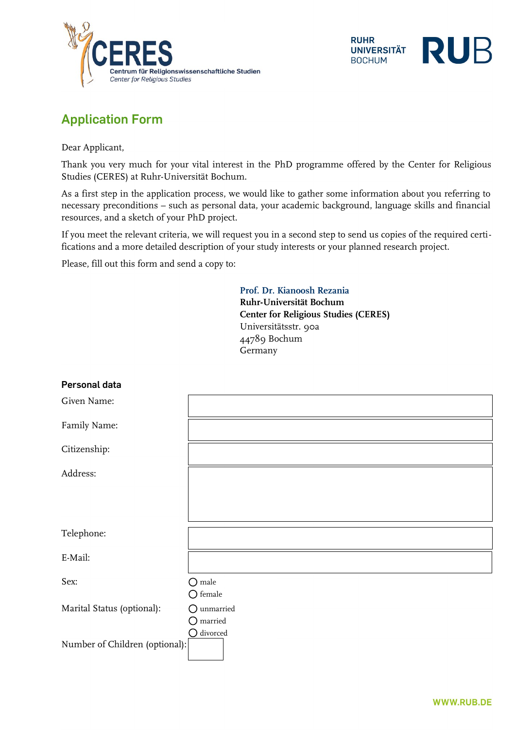CERES
Centrum für Religionswissenschaftliche Studien
*Center for Religious Studies*

RUHR UNIVERSITÄT BOCHUM RUB

# Application Form

Dear Applicant,

Thank you very much for your vital interest in the PhD programme offered by the Center for Religious Studies (CERES) at Ruhr-Universität Bochum.

As a first step in the application process, we would like to gather some information about you referring to necessary preconditions – such as personal data, your academic background, language skills and financial resources, and a sketch of your PhD project.

If you meet the relevant criteria, we will request you in a second step to send us copies of the required certifications and a more detailed description of your study interests or your planned research project.

Please, fill out this form and send a copy to:

**Prof. Dr. Kianoosh Rezania**
**Ruhr-Universität Bochum**
**Center for Religious Studies (CERES)**
Universitätsstr. 90a
44789 Bochum
Germany

## Personal data

| | |
|---|---|
| Given Name: | |
| Family Name: | |
| Citizenship: | |
| Address: | |
| Telephone: | |
| E-Mail: | |

Sex:
- ○ male
- ○ female

Marital Status (optional):
- ○ unmarried
- ○ married
- ○ divorced

Number of Children (optional): ______

WWW.RUB.DE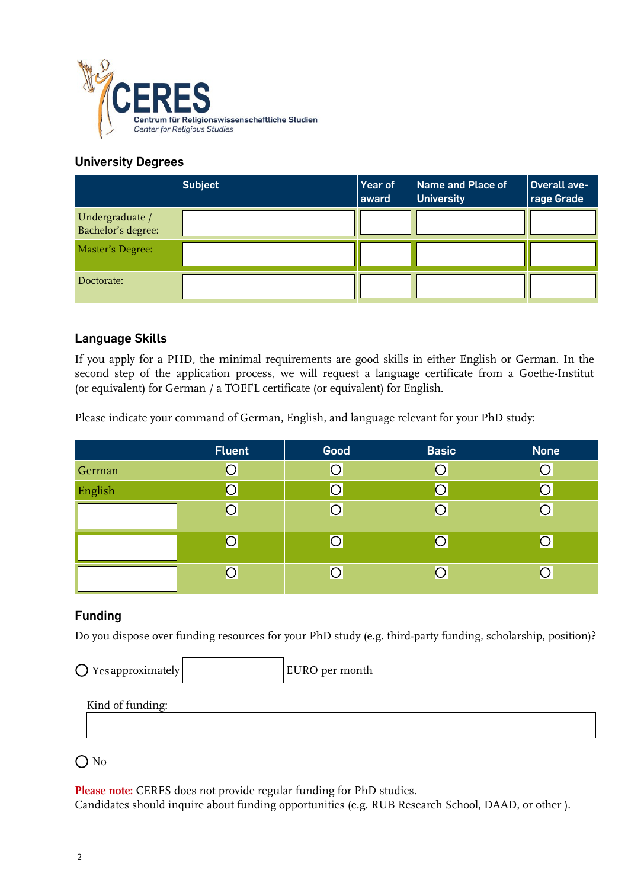## University Degrees

| | Subject | Year of award | Name and Place of University | Overall average Grade |
|---|---|---|---|---|
| Undergraduate / Bachelor's degree: | | | | |
| Master's Degree: | | | | |
| Doctorate: | | | | |

## Language Skills

If you apply for a PHD, the minimal requirements are good skills in either English or German. In the second step of the application process, we will request a language certificate from a Goethe-Institut (or equivalent) for German / a TOEFL certificate (or equivalent) for English.

Please indicate your command of German, English, and language relevant for your PhD study:

| | Fluent | Good | Basic | None |
|---|---|---|---|---|
| German | ○ | ○ | ○ | ○ |
| English | ○ | ○ | ○ | ○ |
| | ○ | ○ | ○ | ○ |
| | ○ | ○ | ○ | ○ |
| | ○ | ○ | ○ | ○ |

## Funding

Do you dispose over funding resources for your PhD study (e.g. third-party funding, scholarship, position)?

○ Yes approximately ________ EURO per month

Kind of funding:

○ No

**Please note:** CERES does not provide regular funding for PhD studies.
Candidates should inquire about funding opportunities (e.g. RUB Research School, DAAD, or other ).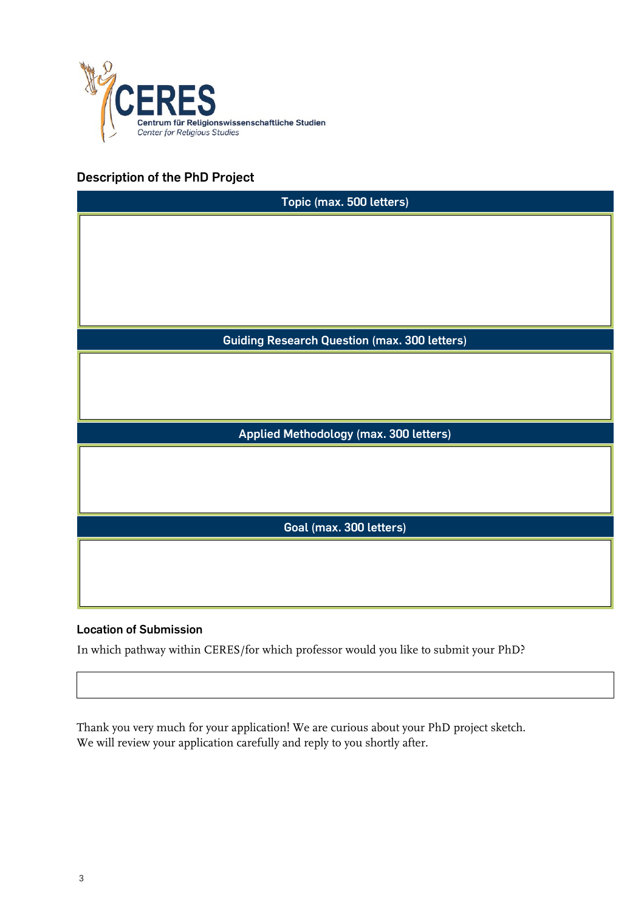CERES
Centrum für Religionswissenschaftliche Studien
*Center for Religious Studies*

## Description of the PhD Project

| Topic (max. 500 letters) |
| --- |
| |

| Guiding Research Question (max. 300 letters) |
| --- |
| |

| Applied Methodology (max. 300 letters) |
| --- |
| |

| Goal (max. 300 letters) |
| --- |
| |

### Location of Submission

In which pathway within CERES/for which professor would you like to submit your PhD?

| |
| --- |
| |

Thank you very much for your application! We are curious about your PhD project sketch.
We will review your application carefully and reply to you shortly after.